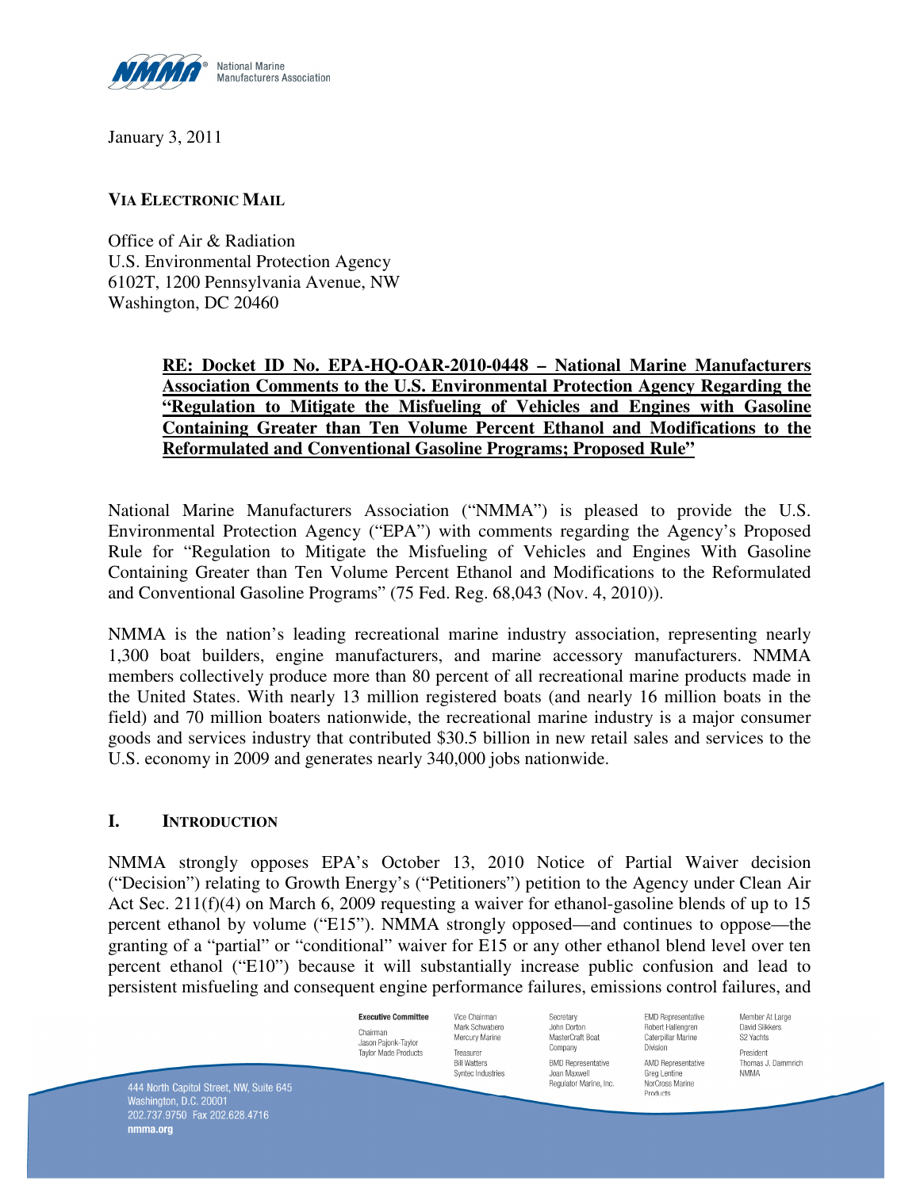January 3, 2011

**VIA ELECTRONIC MAIL**

Office of Air & Radiation
U.S. Environmental Protection Agency
6102T, 1200 Pennsylvania Avenue, NW
Washington, DC 20460

**RE: Docket ID No. EPA-HQ-OAR-2010-0448 – National Marine Manufacturers Association Comments to the U.S. Environmental Protection Agency Regarding the "Regulation to Mitigate the Misfueling of Vehicles and Engines with Gasoline Containing Greater than Ten Volume Percent Ethanol and Modifications to the Reformulated and Conventional Gasoline Programs; Proposed Rule"**

National Marine Manufacturers Association ("NMMA") is pleased to provide the U.S. Environmental Protection Agency ("EPA") with comments regarding the Agency's Proposed Rule for "Regulation to Mitigate the Misfueling of Vehicles and Engines With Gasoline Containing Greater than Ten Volume Percent Ethanol and Modifications to the Reformulated and Conventional Gasoline Programs" (75 Fed. Reg. 68,043 (Nov. 4, 2010)).

NMMA is the nation's leading recreational marine industry association, representing nearly 1,300 boat builders, engine manufacturers, and marine accessory manufacturers. NMMA members collectively produce more than 80 percent of all recreational marine products made in the United States. With nearly 13 million registered boats (and nearly 16 million boats in the field) and 70 million boaters nationwide, the recreational marine industry is a major consumer goods and services industry that contributed $30.5 billion in new retail sales and services to the U.S. economy in 2009 and generates nearly 340,000 jobs nationwide.

## I. INTRODUCTION

NMMA strongly opposes EPA's October 13, 2010 Notice of Partial Waiver decision ("Decision") relating to Growth Energy's ("Petitioners") petition to the Agency under Clean Air Act Sec. 211(f)(4) on March 6, 2009 requesting a waiver for ethanol-gasoline blends of up to 15 percent ethanol by volume ("E15"). NMMA strongly opposed—and continues to oppose—the granting of a "partial" or "conditional" waiver for E15 or any other ethanol blend level over ten percent ethanol ("E10") because it will substantially increase public confusion and lead to persistent misfueling and consequent engine performance failures, emissions control failures, and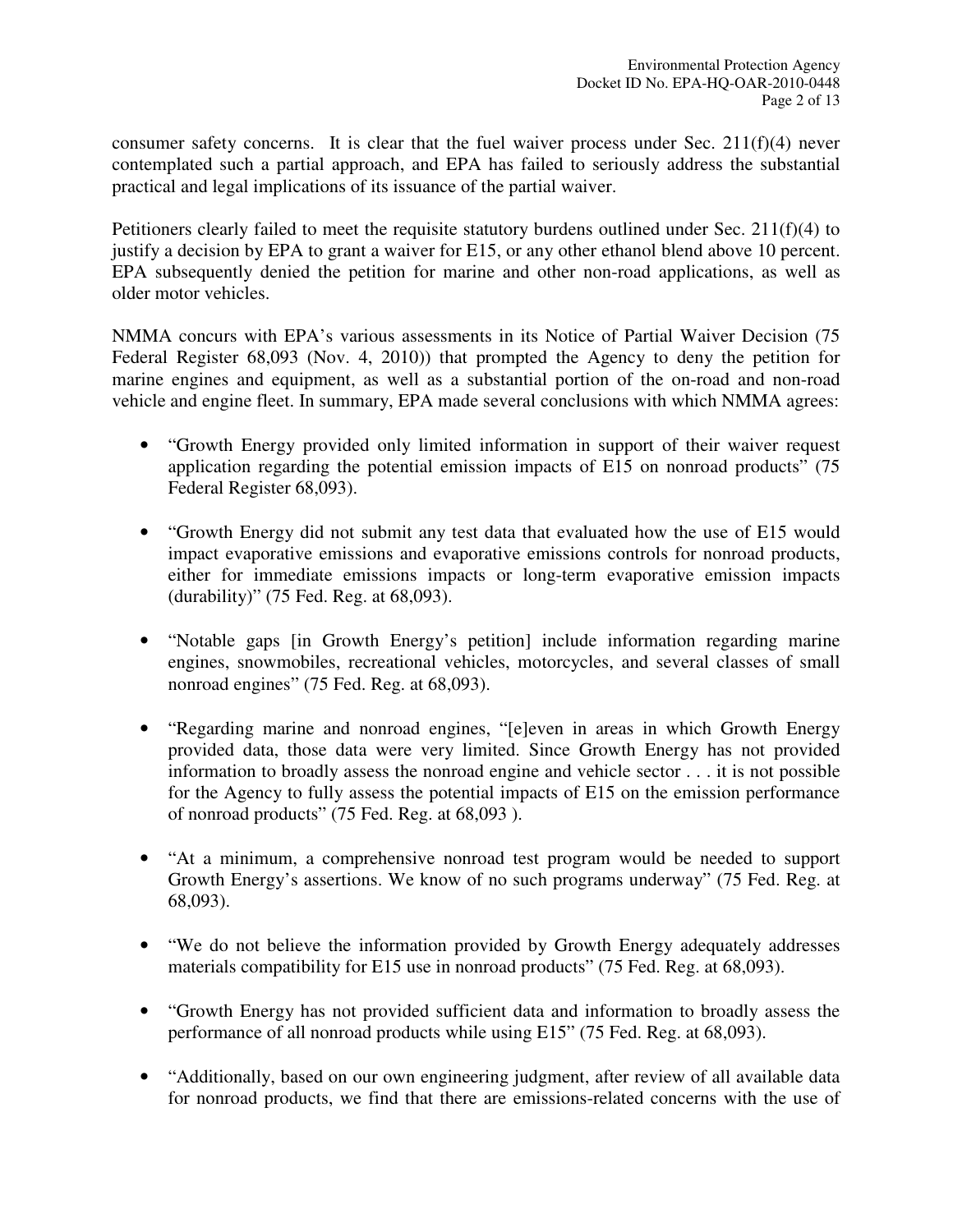consumer safety concerns. It is clear that the fuel waiver process under Sec. 211(f)(4) never contemplated such a partial approach, and EPA has failed to seriously address the substantial practical and legal implications of its issuance of the partial waiver.

Petitioners clearly failed to meet the requisite statutory burdens outlined under Sec. 211(f)(4) to justify a decision by EPA to grant a waiver for E15, or any other ethanol blend above 10 percent. EPA subsequently denied the petition for marine and other non-road applications, as well as older motor vehicles.

NMMA concurs with EPA's various assessments in its Notice of Partial Waiver Decision (75 Federal Register 68,093 (Nov. 4, 2010)) that prompted the Agency to deny the petition for marine engines and equipment, as well as a substantial portion of the on-road and non-road vehicle and engine fleet. In summary, EPA made several conclusions with which NMMA agrees:

- "Growth Energy provided only limited information in support of their waiver request application regarding the potential emission impacts of E15 on nonroad products" (75 Federal Register 68,093).
- "Growth Energy did not submit any test data that evaluated how the use of E15 would impact evaporative emissions and evaporative emissions controls for nonroad products, either for immediate emissions impacts or long-term evaporative emission impacts (durability)" (75 Fed. Reg. at 68,093).
- "Notable gaps [in Growth Energy's petition] include information regarding marine engines, snowmobiles, recreational vehicles, motorcycles, and several classes of small nonroad engines" (75 Fed. Reg. at 68,093).
- "Regarding marine and nonroad engines, "[e]even in areas in which Growth Energy provided data, those data were very limited. Since Growth Energy has not provided information to broadly assess the nonroad engine and vehicle sector . . . it is not possible for the Agency to fully assess the potential impacts of E15 on the emission performance of nonroad products" (75 Fed. Reg. at 68,093 ).
- "At a minimum, a comprehensive nonroad test program would be needed to support Growth Energy's assertions. We know of no such programs underway" (75 Fed. Reg. at 68,093).
- "We do not believe the information provided by Growth Energy adequately addresses materials compatibility for E15 use in nonroad products" (75 Fed. Reg. at 68,093).
- "Growth Energy has not provided sufficient data and information to broadly assess the performance of all nonroad products while using E15" (75 Fed. Reg. at 68,093).
- "Additionally, based on our own engineering judgment, after review of all available data for nonroad products, we find that there are emissions-related concerns with the use of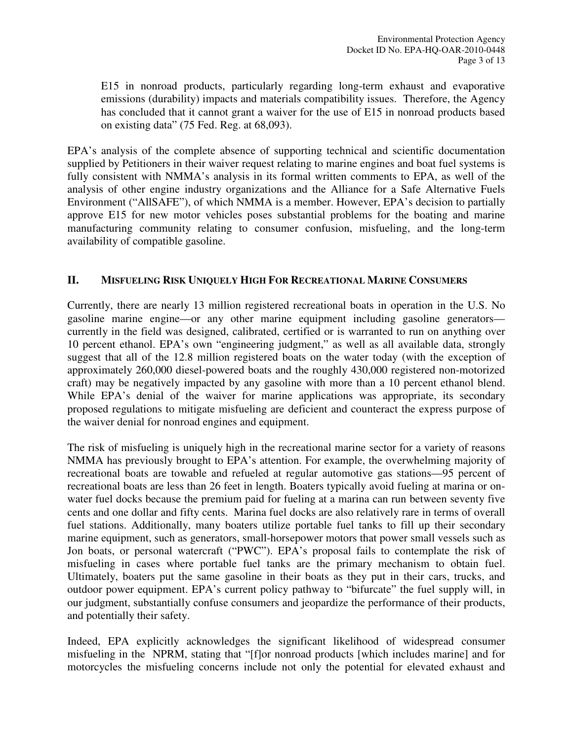> E15 in nonroad products, particularly regarding long-term exhaust and evaporative emissions (durability) impacts and materials compatibility issues. Therefore, the Agency has concluded that it cannot grant a waiver for the use of E15 in nonroad products based on existing data" (75 Fed. Reg. at 68,093).

EPA's analysis of the complete absence of supporting technical and scientific documentation supplied by Petitioners in their waiver request relating to marine engines and boat fuel systems is fully consistent with NMMA's analysis in its formal written comments to EPA, as well of the analysis of other engine industry organizations and the Alliance for a Safe Alternative Fuels Environment ("AllSAFE"), of which NMMA is a member. However, EPA's decision to partially approve E15 for new motor vehicles poses substantial problems for the boating and marine manufacturing community relating to consumer confusion, misfueling, and the long-term availability of compatible gasoline.

## II. MISFUELING RISK UNIQUELY HIGH FOR RECREATIONAL MARINE CONSUMERS

Currently, there are nearly 13 million registered recreational boats in operation in the U.S. No gasoline marine engine—or any other marine equipment including gasoline generators—currently in the field was designed, calibrated, certified or is warranted to run on anything over 10 percent ethanol. EPA's own "engineering judgment," as well as all available data, strongly suggest that all of the 12.8 million registered boats on the water today (with the exception of approximately 260,000 diesel-powered boats and the roughly 430,000 registered non-motorized craft) may be negatively impacted by any gasoline with more than a 10 percent ethanol blend. While EPA's denial of the waiver for marine applications was appropriate, its secondary proposed regulations to mitigate misfueling are deficient and counteract the express purpose of the waiver denial for nonroad engines and equipment.

The risk of misfueling is uniquely high in the recreational marine sector for a variety of reasons NMMA has previously brought to EPA's attention. For example, the overwhelming majority of recreational boats are towable and refueled at regular automotive gas stations—95 percent of recreational boats are less than 26 feet in length. Boaters typically avoid fueling at marina or on-water fuel docks because the premium paid for fueling at a marina can run between seventy five cents and one dollar and fifty cents. Marina fuel docks are also relatively rare in terms of overall fuel stations. Additionally, many boaters utilize portable fuel tanks to fill up their secondary marine equipment, such as generators, small-horsepower motors that power small vessels such as Jon boats, or personal watercraft ("PWC"). EPA's proposal fails to contemplate the risk of misfueling in cases where portable fuel tanks are the primary mechanism to obtain fuel. Ultimately, boaters put the same gasoline in their boats as they put in their cars, trucks, and outdoor power equipment. EPA's current policy pathway to "bifurcate" the fuel supply will, in our judgment, substantially confuse consumers and jeopardize the performance of their products, and potentially their safety.

Indeed, EPA explicitly acknowledges the significant likelihood of widespread consumer misfueling in the NPRM, stating that "[f]or nonroad products [which includes marine] and for motorcycles the misfueling concerns include not only the potential for elevated exhaust and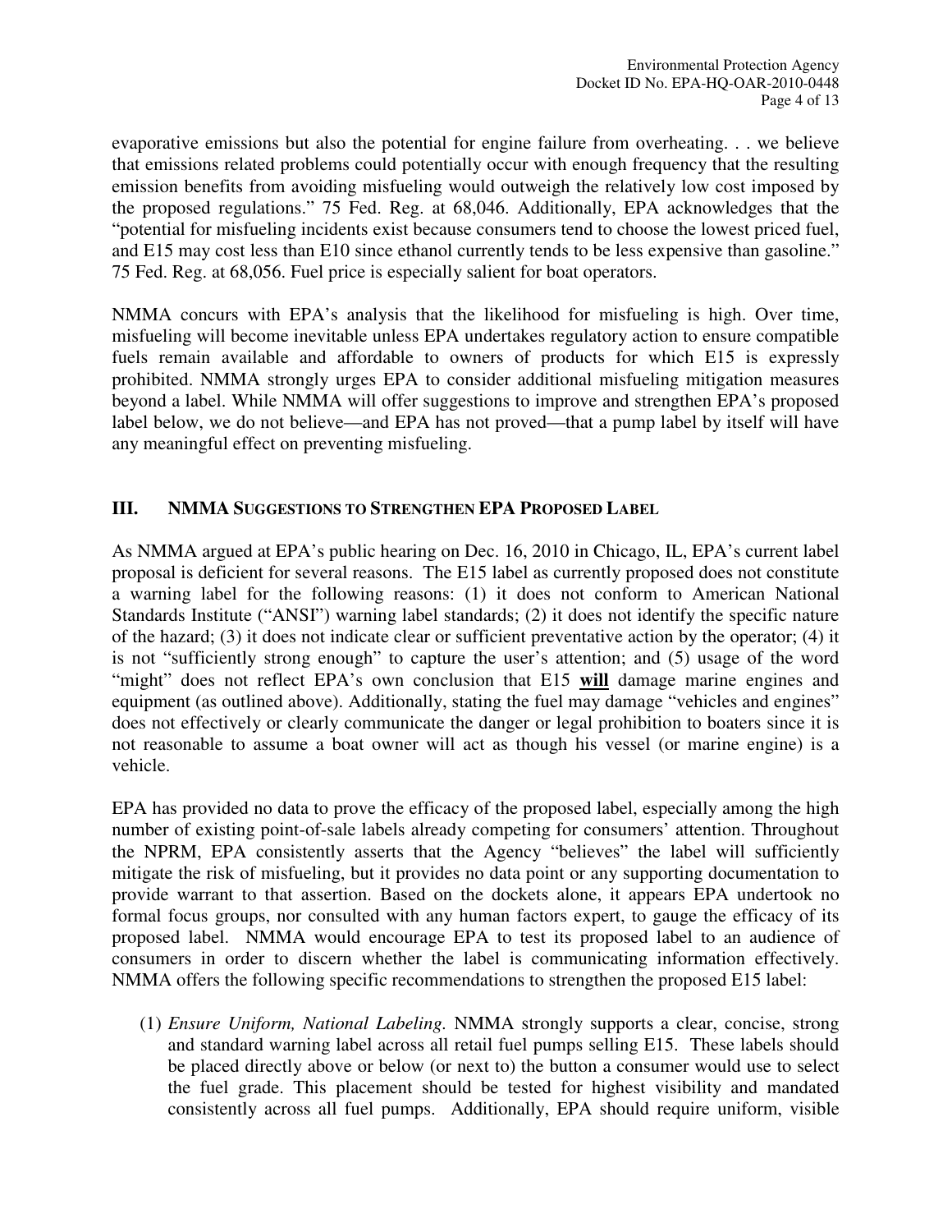evaporative emissions but also the potential for engine failure from overheating. . . we believe that emissions related problems could potentially occur with enough frequency that the resulting emission benefits from avoiding misfueling would outweigh the relatively low cost imposed by the proposed regulations." 75 Fed. Reg. at 68,046. Additionally, EPA acknowledges that the "potential for misfueling incidents exist because consumers tend to choose the lowest priced fuel, and E15 may cost less than E10 since ethanol currently tends to be less expensive than gasoline." 75 Fed. Reg. at 68,056. Fuel price is especially salient for boat operators.

NMMA concurs with EPA's analysis that the likelihood for misfueling is high. Over time, misfueling will become inevitable unless EPA undertakes regulatory action to ensure compatible fuels remain available and affordable to owners of products for which E15 is expressly prohibited. NMMA strongly urges EPA to consider additional misfueling mitigation measures beyond a label. While NMMA will offer suggestions to improve and strengthen EPA's proposed label below, we do not believe—and EPA has not proved—that a pump label by itself will have any meaningful effect on preventing misfueling.

## III. NMMA Suggestions to Strengthen EPA Proposed Label

As NMMA argued at EPA's public hearing on Dec. 16, 2010 in Chicago, IL, EPA's current label proposal is deficient for several reasons. The E15 label as currently proposed does not constitute a warning label for the following reasons: (1) it does not conform to American National Standards Institute ("ANSI") warning label standards; (2) it does not identify the specific nature of the hazard; (3) it does not indicate clear or sufficient preventative action by the operator; (4) it is not "sufficiently strong enough" to capture the user's attention; and (5) usage of the word "might" does not reflect EPA's own conclusion that E15 **will** damage marine engines and equipment (as outlined above). Additionally, stating the fuel may damage "vehicles and engines" does not effectively or clearly communicate the danger or legal prohibition to boaters since it is not reasonable to assume a boat owner will act as though his vessel (or marine engine) is a vehicle.

EPA has provided no data to prove the efficacy of the proposed label, especially among the high number of existing point-of-sale labels already competing for consumers' attention. Throughout the NPRM, EPA consistently asserts that the Agency "believes" the label will sufficiently mitigate the risk of misfueling, but it provides no data point or any supporting documentation to provide warrant to that assertion. Based on the dockets alone, it appears EPA undertook no formal focus groups, nor consulted with any human factors expert, to gauge the efficacy of its proposed label. NMMA would encourage EPA to test its proposed label to an audience of consumers in order to discern whether the label is communicating information effectively. NMMA offers the following specific recommendations to strengthen the proposed E15 label:

(1) *Ensure Uniform, National Labeling.* NMMA strongly supports a clear, concise, strong and standard warning label across all retail fuel pumps selling E15. These labels should be placed directly above or below (or next to) the button a consumer would use to select the fuel grade. This placement should be tested for highest visibility and mandated consistently across all fuel pumps. Additionally, EPA should require uniform, visible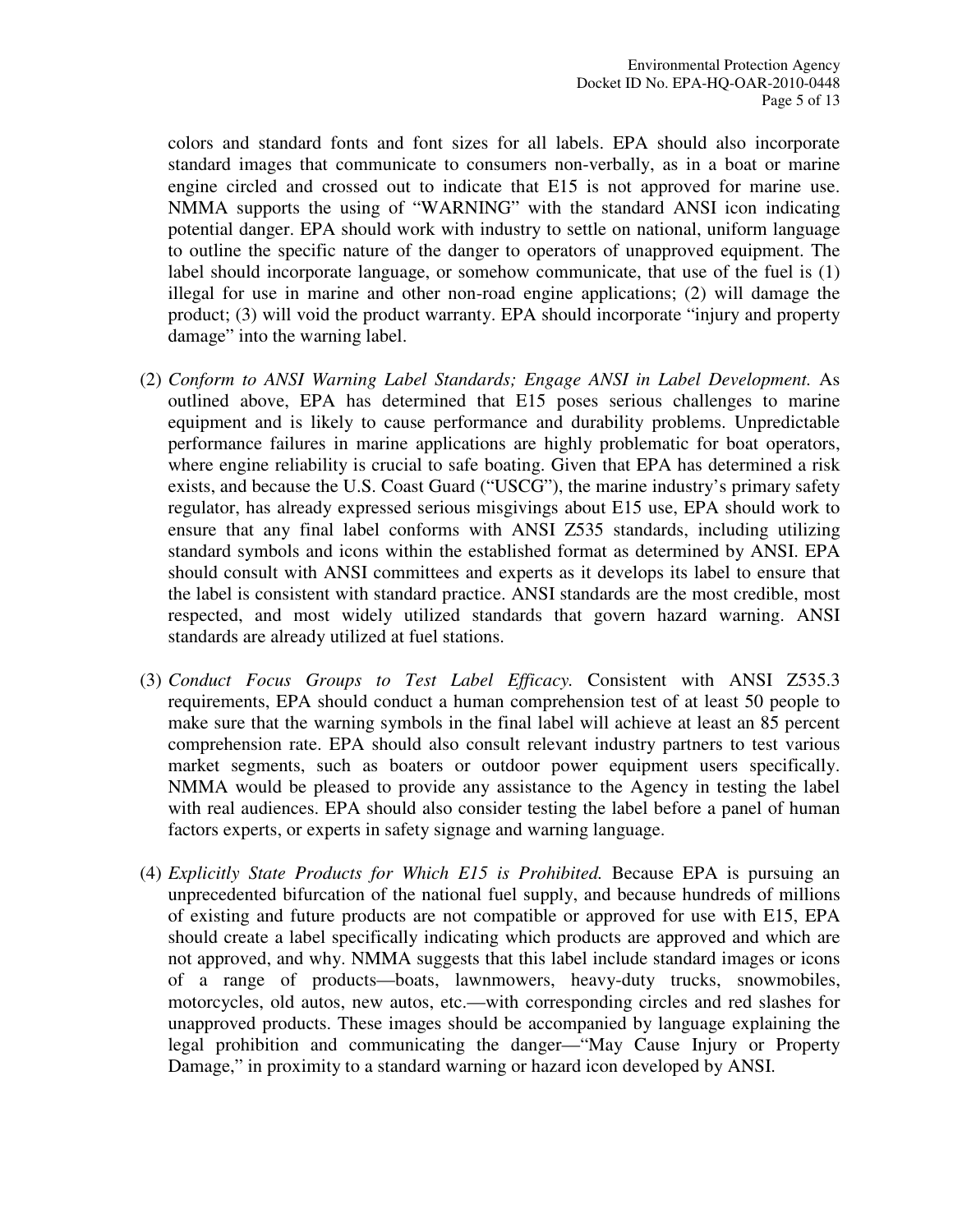colors and standard fonts and font sizes for all labels. EPA should also incorporate standard images that communicate to consumers non-verbally, as in a boat or marine engine circled and crossed out to indicate that E15 is not approved for marine use. NMMA supports the using of "WARNING" with the standard ANSI icon indicating potential danger. EPA should work with industry to settle on national, uniform language to outline the specific nature of the danger to operators of unapproved equipment. The label should incorporate language, or somehow communicate, that use of the fuel is (1) illegal for use in marine and other non-road engine applications; (2) will damage the product; (3) will void the product warranty. EPA should incorporate "injury and property damage" into the warning label.

(2) *Conform to ANSI Warning Label Standards; Engage ANSI in Label Development.* As outlined above, EPA has determined that E15 poses serious challenges to marine equipment and is likely to cause performance and durability problems. Unpredictable performance failures in marine applications are highly problematic for boat operators, where engine reliability is crucial to safe boating. Given that EPA has determined a risk exists, and because the U.S. Coast Guard ("USCG"), the marine industry's primary safety regulator, has already expressed serious misgivings about E15 use, EPA should work to ensure that any final label conforms with ANSI Z535 standards, including utilizing standard symbols and icons within the established format as determined by ANSI. EPA should consult with ANSI committees and experts as it develops its label to ensure that the label is consistent with standard practice. ANSI standards are the most credible, most respected, and most widely utilized standards that govern hazard warning. ANSI standards are already utilized at fuel stations.

(3) *Conduct Focus Groups to Test Label Efficacy.* Consistent with ANSI Z535.3 requirements, EPA should conduct a human comprehension test of at least 50 people to make sure that the warning symbols in the final label will achieve at least an 85 percent comprehension rate. EPA should also consult relevant industry partners to test various market segments, such as boaters or outdoor power equipment users specifically. NMMA would be pleased to provide any assistance to the Agency in testing the label with real audiences. EPA should also consider testing the label before a panel of human factors experts, or experts in safety signage and warning language.

(4) *Explicitly State Products for Which E15 is Prohibited.* Because EPA is pursuing an unprecedented bifurcation of the national fuel supply, and because hundreds of millions of existing and future products are not compatible or approved for use with E15, EPA should create a label specifically indicating which products are approved and which are not approved, and why. NMMA suggests that this label include standard images or icons of a range of products—boats, lawnmowers, heavy-duty trucks, snowmobiles, motorcycles, old autos, new autos, etc.—with corresponding circles and red slashes for unapproved products. These images should be accompanied by language explaining the legal prohibition and communicating the danger—"May Cause Injury or Property Damage," in proximity to a standard warning or hazard icon developed by ANSI.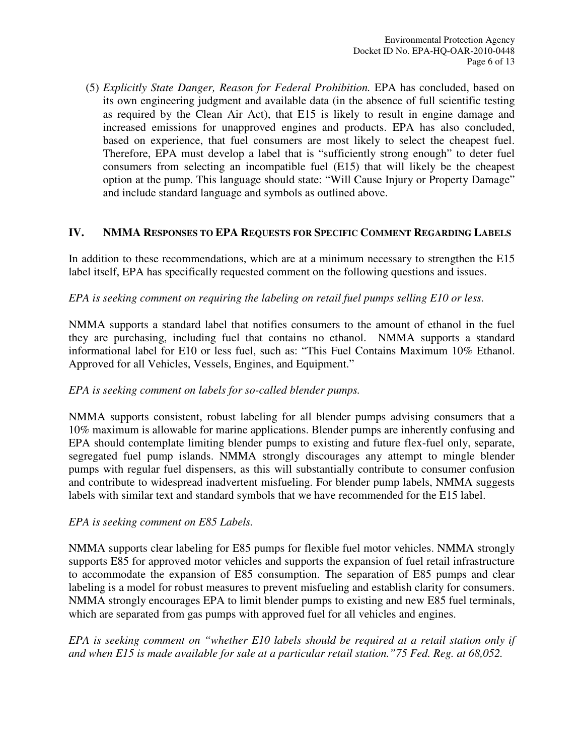(5) *Explicitly State Danger, Reason for Federal Prohibition.* EPA has concluded, based on its own engineering judgment and available data (in the absence of full scientific testing as required by the Clean Air Act), that E15 is likely to result in engine damage and increased emissions for unapproved engines and products. EPA has also concluded, based on experience, that fuel consumers are most likely to select the cheapest fuel. Therefore, EPA must develop a label that is "sufficiently strong enough" to deter fuel consumers from selecting an incompatible fuel (E15) that will likely be the cheapest option at the pump. This language should state: "Will Cause Injury or Property Damage" and include standard language and symbols as outlined above.

## IV. NMMA RESPONSES TO EPA REQUESTS FOR SPECIFIC COMMENT REGARDING LABELS

In addition to these recommendations, which are at a minimum necessary to strengthen the E15 label itself, EPA has specifically requested comment on the following questions and issues.

*EPA is seeking comment on requiring the labeling on retail fuel pumps selling E10 or less.*

NMMA supports a standard label that notifies consumers to the amount of ethanol in the fuel they are purchasing, including fuel that contains no ethanol. NMMA supports a standard informational label for E10 or less fuel, such as: "This Fuel Contains Maximum 10% Ethanol. Approved for all Vehicles, Vessels, Engines, and Equipment."

*EPA is seeking comment on labels for so-called blender pumps.*

NMMA supports consistent, robust labeling for all blender pumps advising consumers that a 10% maximum is allowable for marine applications. Blender pumps are inherently confusing and EPA should contemplate limiting blender pumps to existing and future flex-fuel only, separate, segregated fuel pump islands. NMMA strongly discourages any attempt to mingle blender pumps with regular fuel dispensers, as this will substantially contribute to consumer confusion and contribute to widespread inadvertent misfueling. For blender pump labels, NMMA suggests labels with similar text and standard symbols that we have recommended for the E15 label.

*EPA is seeking comment on E85 Labels.*

NMMA supports clear labeling for E85 pumps for flexible fuel motor vehicles. NMMA strongly supports E85 for approved motor vehicles and supports the expansion of fuel retail infrastructure to accommodate the expansion of E85 consumption. The separation of E85 pumps and clear labeling is a model for robust measures to prevent misfueling and establish clarity for consumers. NMMA strongly encourages EPA to limit blender pumps to existing and new E85 fuel terminals, which are separated from gas pumps with approved fuel for all vehicles and engines.

*EPA is seeking comment on "whether E10 labels should be required at a retail station only if and when E15 is made available for sale at a particular retail station." 75 Fed. Reg. at 68,052.*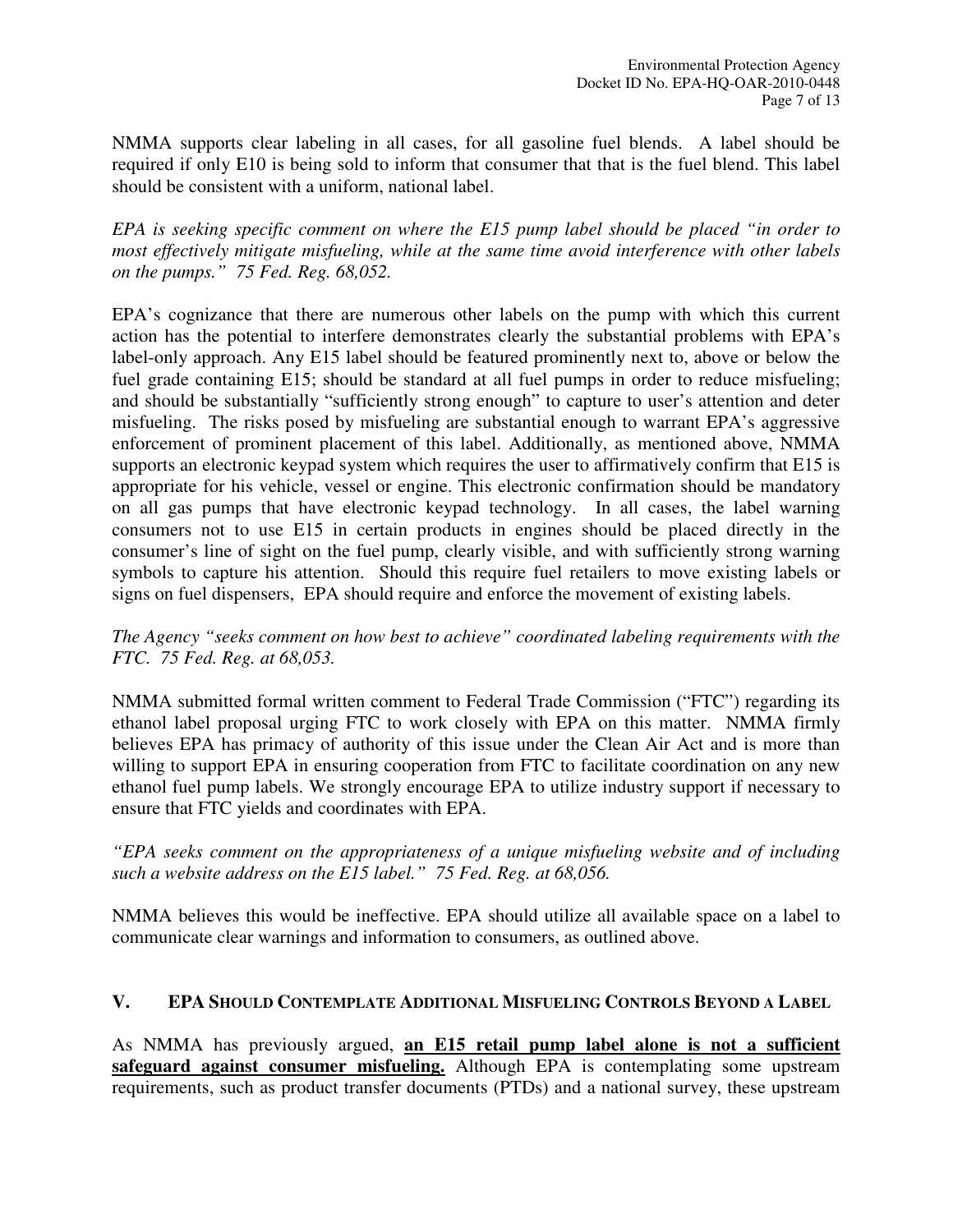NMMA supports clear labeling in all cases, for all gasoline fuel blends. A label should be required if only E10 is being sold to inform that consumer that that is the fuel blend. This label should be consistent with a uniform, national label.

*EPA is seeking specific comment on where the E15 pump label should be placed "in order to most effectively mitigate misfueling, while at the same time avoid interference with other labels on the pumps." 75 Fed. Reg. 68,052.*

EPA's cognizance that there are numerous other labels on the pump with which this current action has the potential to interfere demonstrates clearly the substantial problems with EPA's label-only approach. Any E15 label should be featured prominently next to, above or below the fuel grade containing E15; should be standard at all fuel pumps in order to reduce misfueling; and should be substantially "sufficiently strong enough" to capture to user's attention and deter misfueling. The risks posed by misfueling are substantial enough to warrant EPA's aggressive enforcement of prominent placement of this label. Additionally, as mentioned above, NMMA supports an electronic keypad system which requires the user to affirmatively confirm that E15 is appropriate for his vehicle, vessel or engine. This electronic confirmation should be mandatory on all gas pumps that have electronic keypad technology. In all cases, the label warning consumers not to use E15 in certain products in engines should be placed directly in the consumer's line of sight on the fuel pump, clearly visible, and with sufficiently strong warning symbols to capture his attention. Should this require fuel retailers to move existing labels or signs on fuel dispensers, EPA should require and enforce the movement of existing labels.

*The Agency "seeks comment on how best to achieve" coordinated labeling requirements with the FTC. 75 Fed. Reg. at 68,053.*

NMMA submitted formal written comment to Federal Trade Commission ("FTC") regarding its ethanol label proposal urging FTC to work closely with EPA on this matter. NMMA firmly believes EPA has primacy of authority of this issue under the Clean Air Act and is more than willing to support EPA in ensuring cooperation from FTC to facilitate coordination on any new ethanol fuel pump labels. We strongly encourage EPA to utilize industry support if necessary to ensure that FTC yields and coordinates with EPA.

*"EPA seeks comment on the appropriateness of a unique misfueling website and of including such a website address on the E15 label." 75 Fed. Reg. at 68,056.*

NMMA believes this would be ineffective. EPA should utilize all available space on a label to communicate clear warnings and information to consumers, as outlined above.

## V. EPA SHOULD CONTEMPLATE ADDITIONAL MISFUELING CONTROLS BEYOND A LABEL

As NMMA has previously argued, **an E15 retail pump label alone is not a sufficient safeguard against consumer misfueling.** Although EPA is contemplating some upstream requirements, such as product transfer documents (PTDs) and a national survey, these upstream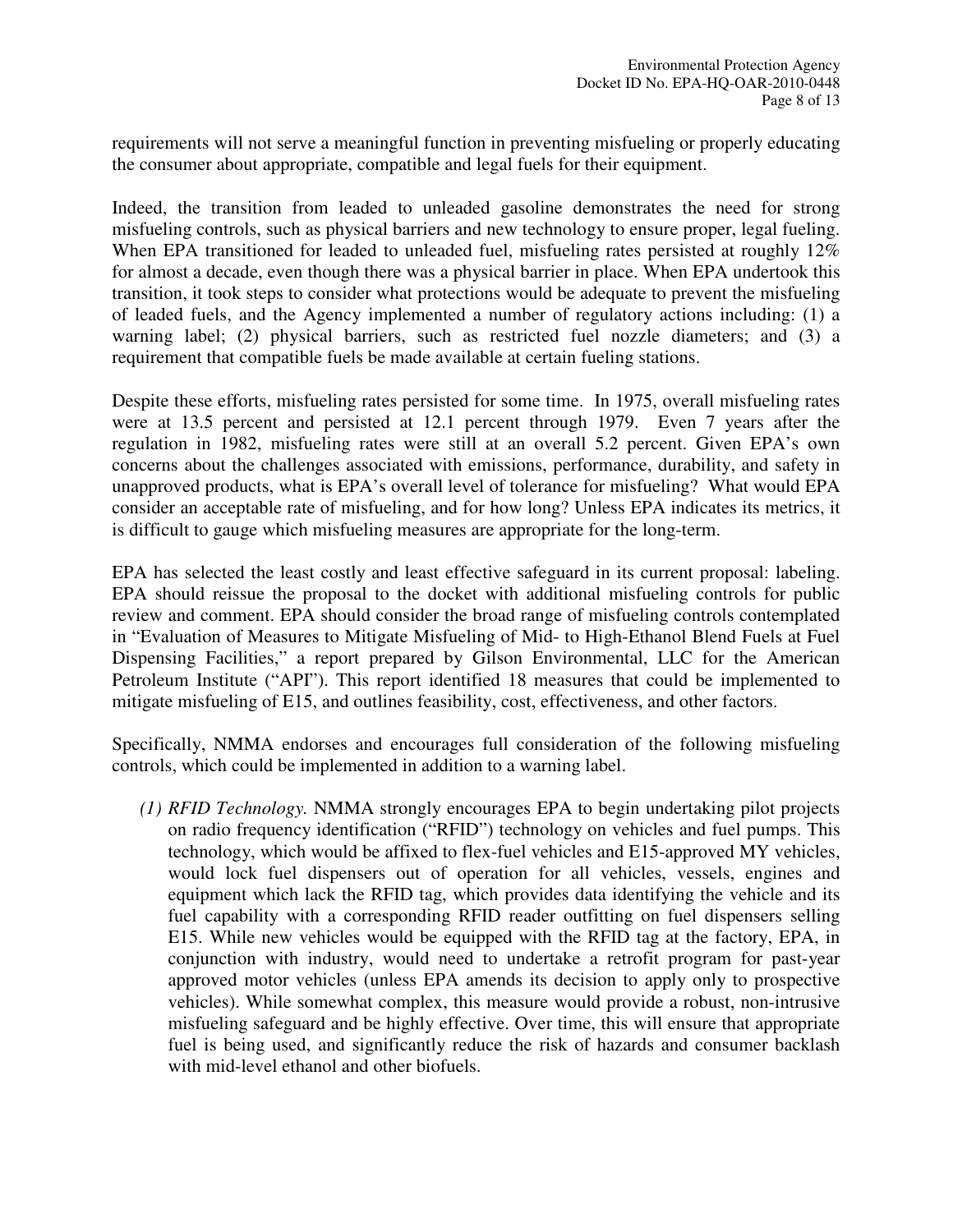requirements will not serve a meaningful function in preventing misfueling or properly educating the consumer about appropriate, compatible and legal fuels for their equipment.

Indeed, the transition from leaded to unleaded gasoline demonstrates the need for strong misfueling controls, such as physical barriers and new technology to ensure proper, legal fueling. When EPA transitioned for leaded to unleaded fuel, misfueling rates persisted at roughly 12% for almost a decade, even though there was a physical barrier in place. When EPA undertook this transition, it took steps to consider what protections would be adequate to prevent the misfueling of leaded fuels, and the Agency implemented a number of regulatory actions including: (1) a warning label; (2) physical barriers, such as restricted fuel nozzle diameters; and (3) a requirement that compatible fuels be made available at certain fueling stations.

Despite these efforts, misfueling rates persisted for some time. In 1975, overall misfueling rates were at 13.5 percent and persisted at 12.1 percent through 1979. Even 7 years after the regulation in 1982, misfueling rates were still at an overall 5.2 percent. Given EPA's own concerns about the challenges associated with emissions, performance, durability, and safety in unapproved products, what is EPA's overall level of tolerance for misfueling? What would EPA consider an acceptable rate of misfueling, and for how long? Unless EPA indicates its metrics, it is difficult to gauge which misfueling measures are appropriate for the long-term.

EPA has selected the least costly and least effective safeguard in its current proposal: labeling. EPA should reissue the proposal to the docket with additional misfueling controls for public review and comment. EPA should consider the broad range of misfueling controls contemplated in "Evaluation of Measures to Mitigate Misfueling of Mid- to High-Ethanol Blend Fuels at Fuel Dispensing Facilities," a report prepared by Gilson Environmental, LLC for the American Petroleum Institute ("API"). This report identified 18 measures that could be implemented to mitigate misfueling of E15, and outlines feasibility, cost, effectiveness, and other factors.

Specifically, NMMA endorses and encourages full consideration of the following misfueling controls, which could be implemented in addition to a warning label.

*(1) RFID Technology.* NMMA strongly encourages EPA to begin undertaking pilot projects on radio frequency identification ("RFID") technology on vehicles and fuel pumps. This technology, which would be affixed to flex-fuel vehicles and E15-approved MY vehicles, would lock fuel dispensers out of operation for all vehicles, vessels, engines and equipment which lack the RFID tag, which provides data identifying the vehicle and its fuel capability with a corresponding RFID reader outfitting on fuel dispensers selling E15. While new vehicles would be equipped with the RFID tag at the factory, EPA, in conjunction with industry, would need to undertake a retrofit program for past-year approved motor vehicles (unless EPA amends its decision to apply only to prospective vehicles). While somewhat complex, this measure would provide a robust, non-intrusive misfueling safeguard and be highly effective. Over time, this will ensure that appropriate fuel is being used, and significantly reduce the risk of hazards and consumer backlash with mid-level ethanol and other biofuels.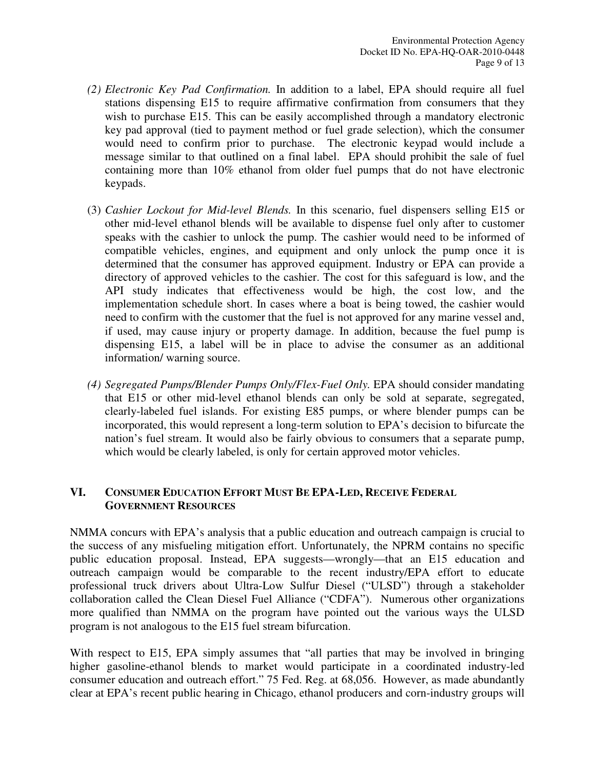(2) *Electronic Key Pad Confirmation.* In addition to a label, EPA should require all fuel stations dispensing E15 to require affirmative confirmation from consumers that they wish to purchase E15. This can be easily accomplished through a mandatory electronic key pad approval (tied to payment method or fuel grade selection), which the consumer would need to confirm prior to purchase. The electronic keypad would include a message similar to that outlined on a final label. EPA should prohibit the sale of fuel containing more than 10% ethanol from older fuel pumps that do not have electronic keypads.

(3) *Cashier Lockout for Mid-level Blends.* In this scenario, fuel dispensers selling E15 or other mid-level ethanol blends will be available to dispense fuel only after to customer speaks with the cashier to unlock the pump. The cashier would need to be informed of compatible vehicles, engines, and equipment and only unlock the pump once it is determined that the consumer has approved equipment. Industry or EPA can provide a directory of approved vehicles to the cashier. The cost for this safeguard is low, and the API study indicates that effectiveness would be high, the cost low, and the implementation schedule short. In cases where a boat is being towed, the cashier would need to confirm with the customer that the fuel is not approved for any marine vessel and, if used, may cause injury or property damage. In addition, because the fuel pump is dispensing E15, a label will be in place to advise the consumer as an additional information/ warning source.

(4) *Segregated Pumps/Blender Pumps Only/Flex-Fuel Only.* EPA should consider mandating that E15 or other mid-level ethanol blends can only be sold at separate, segregated, clearly-labeled fuel islands. For existing E85 pumps, or where blender pumps can be incorporated, this would represent a long-term solution to EPA's decision to bifurcate the nation's fuel stream. It would also be fairly obvious to consumers that a separate pump, which would be clearly labeled, is only for certain approved motor vehicles.

## VI. CONSUMER EDUCATION EFFORT MUST BE EPA-LED, RECEIVE FEDERAL GOVERNMENT RESOURCES

NMMA concurs with EPA's analysis that a public education and outreach campaign is crucial to the success of any misfueling mitigation effort. Unfortunately, the NPRM contains no specific public education proposal. Instead, EPA suggests—wrongly—that an E15 education and outreach campaign would be comparable to the recent industry/EPA effort to educate professional truck drivers about Ultra-Low Sulfur Diesel ("ULSD") through a stakeholder collaboration called the Clean Diesel Fuel Alliance ("CDFA"). Numerous other organizations more qualified than NMMA on the program have pointed out the various ways the ULSD program is not analogous to the E15 fuel stream bifurcation.

With respect to E15, EPA simply assumes that "all parties that may be involved in bringing higher gasoline-ethanol blends to market would participate in a coordinated industry-led consumer education and outreach effort." 75 Fed. Reg. at 68,056. However, as made abundantly clear at EPA's recent public hearing in Chicago, ethanol producers and corn-industry groups will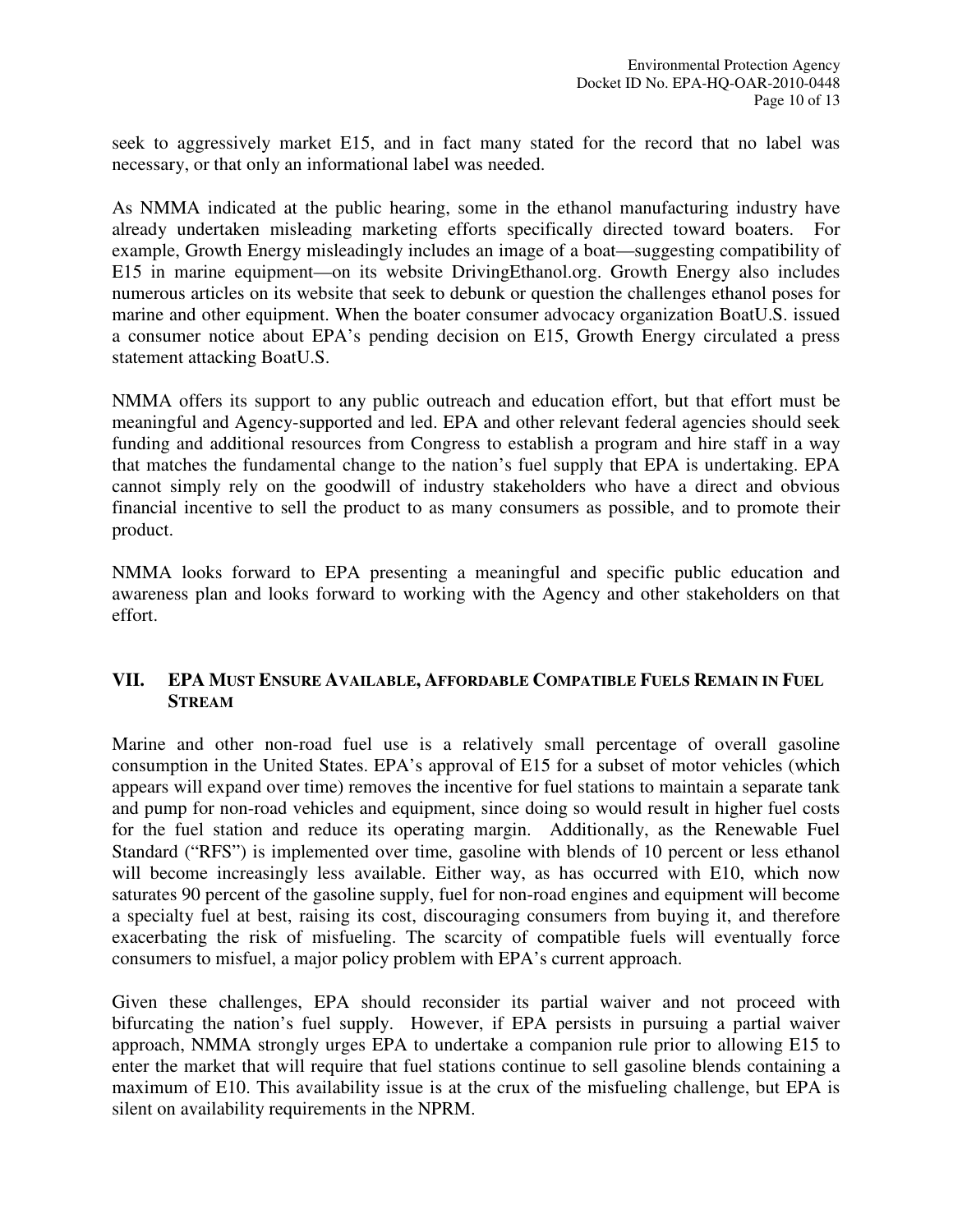seek to aggressively market E15, and in fact many stated for the record that no label was necessary, or that only an informational label was needed.

As NMMA indicated at the public hearing, some in the ethanol manufacturing industry have already undertaken misleading marketing efforts specifically directed toward boaters. For example, Growth Energy misleadingly includes an image of a boat—suggesting compatibility of E15 in marine equipment—on its website DrivingEthanol.org. Growth Energy also includes numerous articles on its website that seek to debunk or question the challenges ethanol poses for marine and other equipment. When the boater consumer advocacy organization BoatU.S. issued a consumer notice about EPA's pending decision on E15, Growth Energy circulated a press statement attacking BoatU.S.

NMMA offers its support to any public outreach and education effort, but that effort must be meaningful and Agency-supported and led. EPA and other relevant federal agencies should seek funding and additional resources from Congress to establish a program and hire staff in a way that matches the fundamental change to the nation's fuel supply that EPA is undertaking. EPA cannot simply rely on the goodwill of industry stakeholders who have a direct and obvious financial incentive to sell the product to as many consumers as possible, and to promote their product.

NMMA looks forward to EPA presenting a meaningful and specific public education and awareness plan and looks forward to working with the Agency and other stakeholders on that effort.

## VII. EPA Must Ensure Available, Affordable Compatible Fuels Remain in Fuel Stream

Marine and other non-road fuel use is a relatively small percentage of overall gasoline consumption in the United States. EPA's approval of E15 for a subset of motor vehicles (which appears will expand over time) removes the incentive for fuel stations to maintain a separate tank and pump for non-road vehicles and equipment, since doing so would result in higher fuel costs for the fuel station and reduce its operating margin. Additionally, as the Renewable Fuel Standard ("RFS") is implemented over time, gasoline with blends of 10 percent or less ethanol will become increasingly less available. Either way, as has occurred with E10, which now saturates 90 percent of the gasoline supply, fuel for non-road engines and equipment will become a specialty fuel at best, raising its cost, discouraging consumers from buying it, and therefore exacerbating the risk of misfueling. The scarcity of compatible fuels will eventually force consumers to misfuel, a major policy problem with EPA's current approach.

Given these challenges, EPA should reconsider its partial waiver and not proceed with bifurcating the nation's fuel supply. However, if EPA persists in pursuing a partial waiver approach, NMMA strongly urges EPA to undertake a companion rule prior to allowing E15 to enter the market that will require that fuel stations continue to sell gasoline blends containing a maximum of E10. This availability issue is at the crux of the misfueling challenge, but EPA is silent on availability requirements in the NPRM.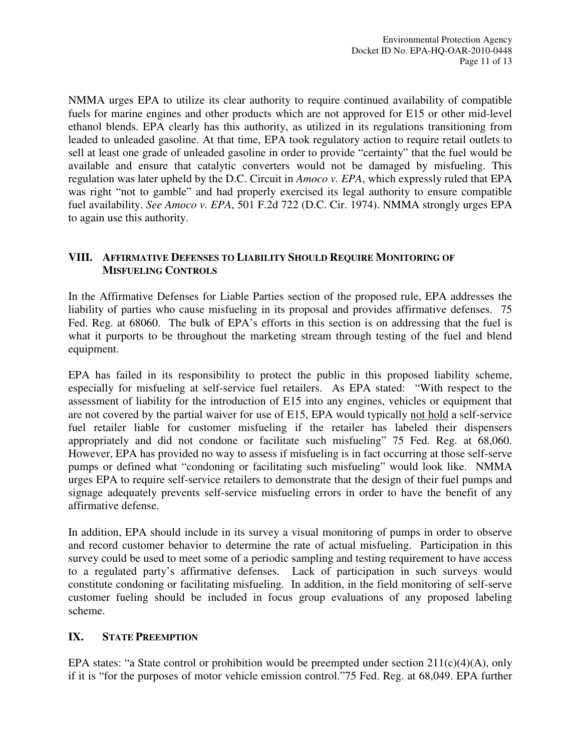NMMA urges EPA to utilize its clear authority to require continued availability of compatible fuels for marine engines and other products which are not approved for E15 or other mid-level ethanol blends. EPA clearly has this authority, as utilized in its regulations transitioning from leaded to unleaded gasoline. At that time, EPA took regulatory action to require retail outlets to sell at least one grade of unleaded gasoline in order to provide "certainty" that the fuel would be available and ensure that catalytic converters would not be damaged by misfueling. This regulation was later upheld by the D.C. Circuit in *Amoco v. EPA*, which expressly ruled that EPA was right "not to gamble" and had properly exercised its legal authority to ensure compatible fuel availability. *See Amoco v. EPA*, 501 F.2d 722 (D.C. Cir. 1974). NMMA strongly urges EPA to again use this authority.

## VIII. Affirmative Defenses to Liability Should Require Monitoring of Misfueling Controls

In the Affirmative Defenses for Liable Parties section of the proposed rule, EPA addresses the liability of parties who cause misfueling in its proposal and provides affirmative defenses. 75 Fed. Reg. at 68060. The bulk of EPA's efforts in this section is on addressing that the fuel is what it purports to be throughout the marketing stream through testing of the fuel and blend equipment.

EPA has failed in its responsibility to protect the public in this proposed liability scheme, especially for misfueling at self-service fuel retailers. As EPA stated: "With respect to the assessment of liability for the introduction of E15 into any engines, vehicles or equipment that are not covered by the partial waiver for use of E15, EPA would typically not hold a self-service fuel retailer liable for customer misfueling if the retailer has labeled their dispensers appropriately and did not condone or facilitate such misfueling" 75 Fed. Reg. at 68,060. However, EPA has provided no way to assess if misfueling is in fact occurring at those self-serve pumps or defined what "condoning or facilitating such misfueling" would look like. NMMA urges EPA to require self-service retailers to demonstrate that the design of their fuel pumps and signage adequately prevents self-service misfueling errors in order to have the benefit of any affirmative defense.

In addition, EPA should include in its survey a visual monitoring of pumps in order to observe and record customer behavior to determine the rate of actual misfueling. Participation in this survey could be used to meet some of a periodic sampling and testing requirement to have access to a regulated party's affirmative defenses. Lack of participation in such surveys would constitute condoning or facilitating misfueling. In addition, in the field monitoring of self-serve customer fueling should be included in focus group evaluations of any proposed labeling scheme.

## IX. State Preemption

EPA states: "a State control or prohibition would be preempted under section 211(c)(4)(A), only if it is "for the purposes of motor vehicle emission control."75 Fed. Reg. at 68,049. EPA further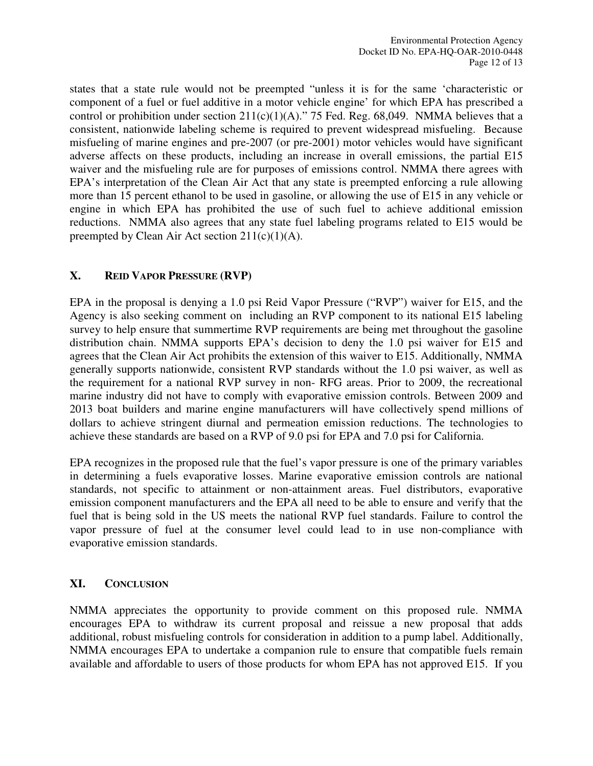states that a state rule would not be preempted "unless it is for the same 'characteristic or component of a fuel or fuel additive in a motor vehicle engine' for which EPA has prescribed a control or prohibition under section 211(c)(1)(A)." 75 Fed. Reg. 68,049. NMMA believes that a consistent, nationwide labeling scheme is required to prevent widespread misfueling. Because misfueling of marine engines and pre-2007 (or pre-2001) motor vehicles would have significant adverse affects on these products, including an increase in overall emissions, the partial E15 waiver and the misfueling rule are for purposes of emissions control. NMMA there agrees with EPA's interpretation of the Clean Air Act that any state is preempted enforcing a rule allowing more than 15 percent ethanol to be used in gasoline, or allowing the use of E15 in any vehicle or engine in which EPA has prohibited the use of such fuel to achieve additional emission reductions. NMMA also agrees that any state fuel labeling programs related to E15 would be preempted by Clean Air Act section 211(c)(1)(A).

## X. Reid Vapor Pressure (RVP)

EPA in the proposal is denying a 1.0 psi Reid Vapor Pressure ("RVP") waiver for E15, and the Agency is also seeking comment on including an RVP component to its national E15 labeling survey to help ensure that summertime RVP requirements are being met throughout the gasoline distribution chain. NMMA supports EPA's decision to deny the 1.0 psi waiver for E15 and agrees that the Clean Air Act prohibits the extension of this waiver to E15. Additionally, NMMA generally supports nationwide, consistent RVP standards without the 1.0 psi waiver, as well as the requirement for a national RVP survey in non- RFG areas. Prior to 2009, the recreational marine industry did not have to comply with evaporative emission controls. Between 2009 and 2013 boat builders and marine engine manufacturers will have collectively spend millions of dollars to achieve stringent diurnal and permeation emission reductions. The technologies to achieve these standards are based on a RVP of 9.0 psi for EPA and 7.0 psi for California.

EPA recognizes in the proposed rule that the fuel's vapor pressure is one of the primary variables in determining a fuels evaporative losses. Marine evaporative emission controls are national standards, not specific to attainment or non-attainment areas. Fuel distributors, evaporative emission component manufacturers and the EPA all need to be able to ensure and verify that the fuel that is being sold in the US meets the national RVP fuel standards. Failure to control the vapor pressure of fuel at the consumer level could lead to in use non-compliance with evaporative emission standards.

## XI. Conclusion

NMMA appreciates the opportunity to provide comment on this proposed rule. NMMA encourages EPA to withdraw its current proposal and reissue a new proposal that adds additional, robust misfueling controls for consideration in addition to a pump label. Additionally, NMMA encourages EPA to undertake a companion rule to ensure that compatible fuels remain available and affordable to users of those products for whom EPA has not approved E15. If you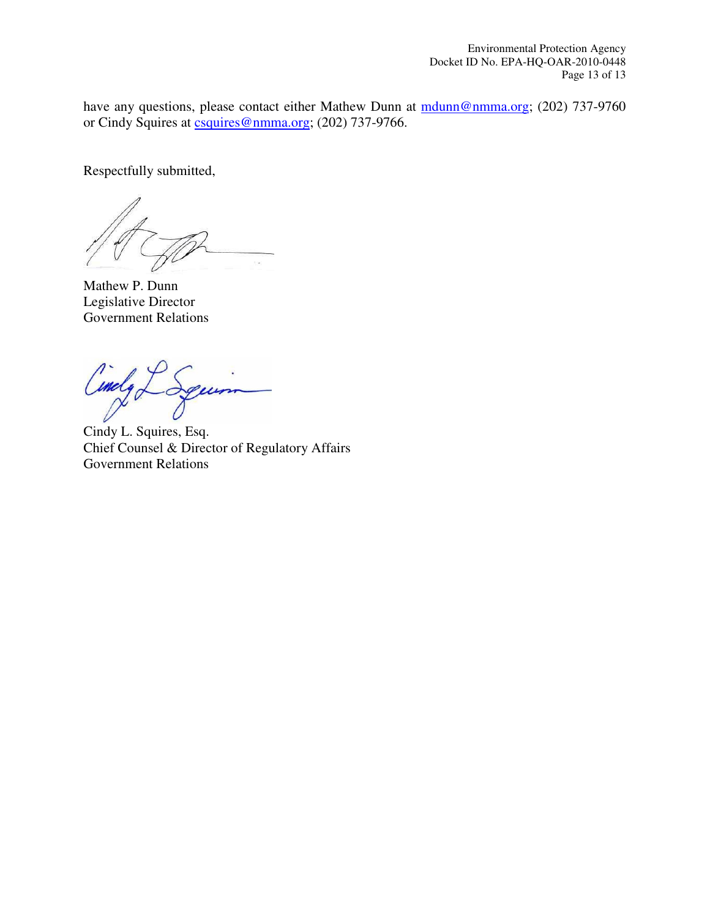have any questions, please contact either Mathew Dunn at mdunn@nmma.org; (202) 737-9760 or Cindy Squires at csquires@nmma.org; (202) 737-9766.

Respectfully submitted,

Mathew P. Dunn
Legislative Director
Government Relations

Cindy L. Squires, Esq.
Chief Counsel & Director of Regulatory Affairs
Government Relations